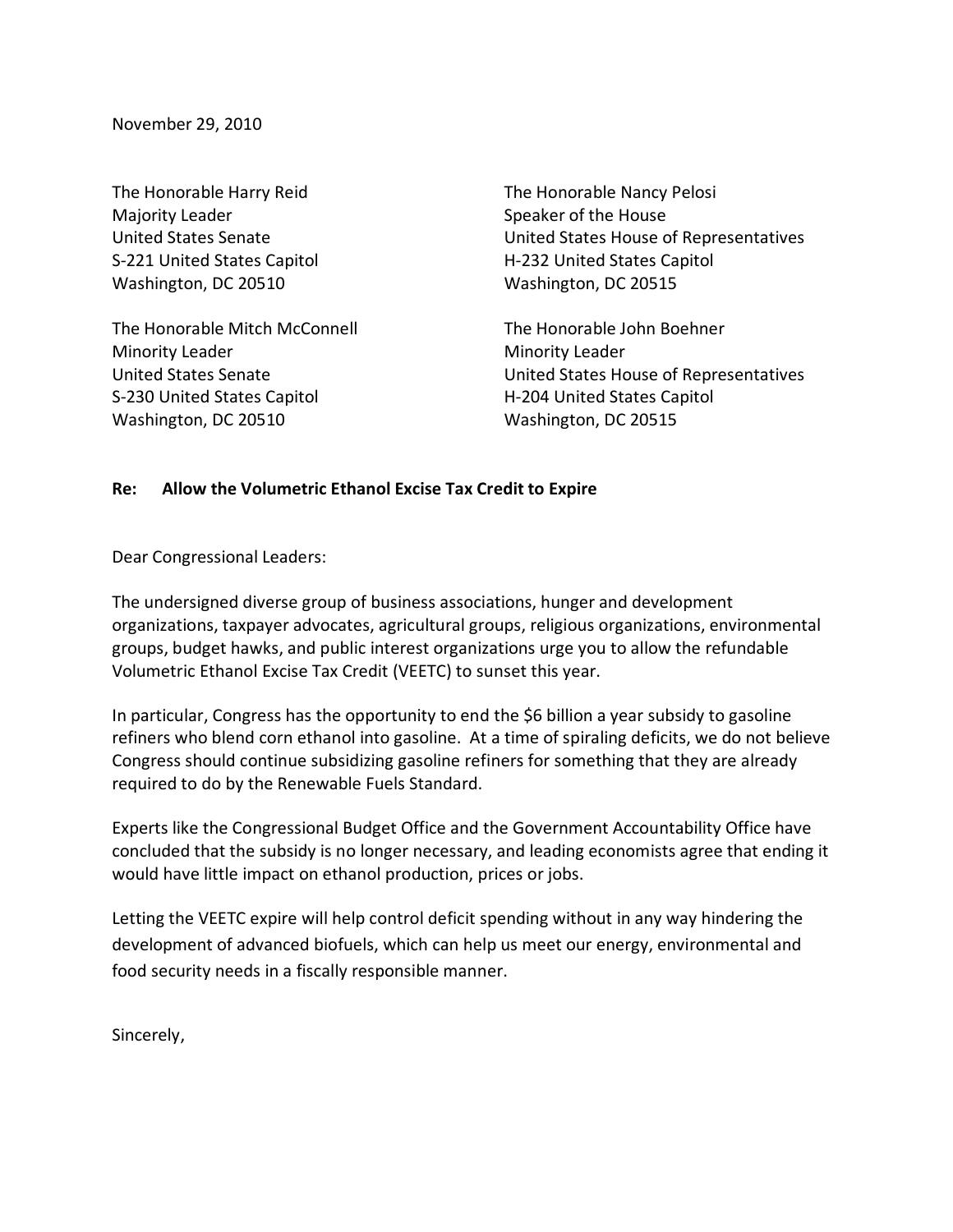November 29, 2010

The Honorable Harry Reid
Majority Leader
United States Senate
S-221 United States Capitol
Washington, DC 20510

The Honorable Nancy Pelosi
Speaker of the House
United States House of Representatives
H-232 United States Capitol
Washington, DC 20515

The Honorable Mitch McConnell
Minority Leader
United States Senate
S-230 United States Capitol
Washington, DC 20510

The Honorable John Boehner
Minority Leader
United States House of Representatives
H-204 United States Capitol
Washington, DC 20515

**Re: Allow the Volumetric Ethanol Excise Tax Credit to Expire**

Dear Congressional Leaders:

The undersigned diverse group of business associations, hunger and development organizations, taxpayer advocates, agricultural groups, religious organizations, environmental groups, budget hawks, and public interest organizations urge you to allow the refundable Volumetric Ethanol Excise Tax Credit (VEETC) to sunset this year.

In particular, Congress has the opportunity to end the $6 billion a year subsidy to gasoline refiners who blend corn ethanol into gasoline. At a time of spiraling deficits, we do not believe Congress should continue subsidizing gasoline refiners for something that they are already required to do by the Renewable Fuels Standard.

Experts like the Congressional Budget Office and the Government Accountability Office have concluded that the subsidy is no longer necessary, and leading economists agree that ending it would have little impact on ethanol production, prices or jobs.

Letting the VEETC expire will help control deficit spending without in any way hindering the development of advanced biofuels, which can help us meet our energy, environmental and food security needs in a fiscally responsible manner.

Sincerely,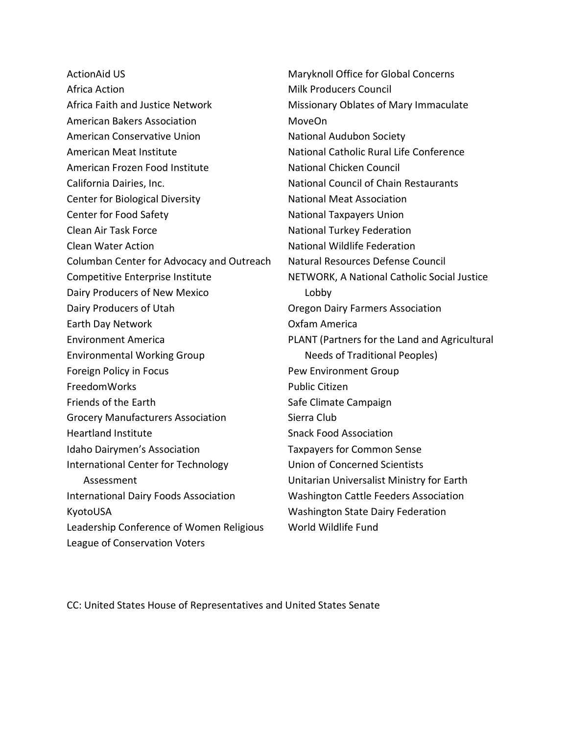ActionAid US
Africa Action
Africa Faith and Justice Network
American Bakers Association
American Conservative Union
American Meat Institute
American Frozen Food Institute
California Dairies, Inc.
Center for Biological Diversity
Center for Food Safety
Clean Air Task Force
Clean Water Action
Columban Center for Advocacy and Outreach
Competitive Enterprise Institute
Dairy Producers of New Mexico
Dairy Producers of Utah
Earth Day Network
Environment America
Environmental Working Group
Foreign Policy in Focus
FreedomWorks
Friends of the Earth
Grocery Manufacturers Association
Heartland Institute
Idaho Dairymen's Association
International Center for Technology Assessment
International Dairy Foods Association
KyotoUSA
Leadership Conference of Women Religious
League of Conservation Voters
Maryknoll Office for Global Concerns
Milk Producers Council
Missionary Oblates of Mary Immaculate
MoveOn
National Audubon Society
National Catholic Rural Life Conference
National Chicken Council
National Council of Chain Restaurants
National Meat Association
National Taxpayers Union
National Turkey Federation
National Wildlife Federation
Natural Resources Defense Council
NETWORK, A National Catholic Social Justice Lobby
Oregon Dairy Farmers Association
Oxfam America
PLANT (Partners for the Land and Agricultural Needs of Traditional Peoples)
Pew Environment Group
Public Citizen
Safe Climate Campaign
Sierra Club
Snack Food Association
Taxpayers for Common Sense
Union of Concerned Scientists
Unitarian Universalist Ministry for Earth
Washington Cattle Feeders Association
Washington State Dairy Federation
World Wildlife Fund

CC: United States House of Representatives and United States Senate